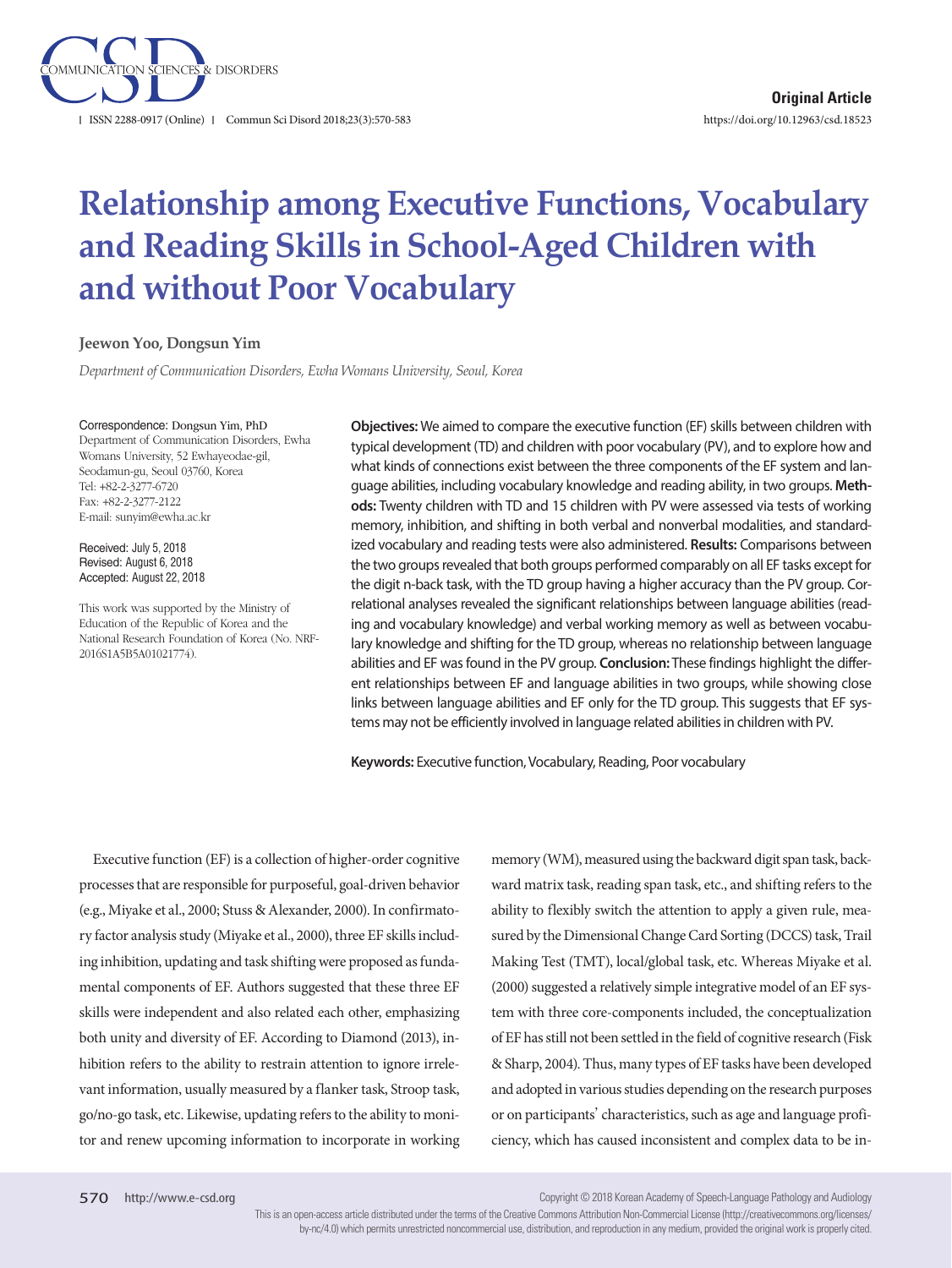Original Article

https://doi.org/10.12963/csd.18523

# Relationship among Executive Functions, Vocabulary and Reading Skills in School-Aged Children with and without Poor Vocabulary

**Jeewon Yoo, Dongsun Yim**

*Department of Communication Disorders, Ewha Womans University, Seoul, Korea*

Correspondence: Dongsun Yim, PhD
Department of Communication Disorders, Ewha Womans University, 52 Ewhayeodae-gil, Seodamun-gu, Seoul 03760, Korea
Tel: +82-2-3277-6720
Fax: +82-2-3277-2122
E-mail: sunyim@ewha.ac.kr

Received: July 5, 2018
Revised: August 6, 2018
Accepted: August 22, 2018

This work was supported by the Ministry of Education of the Republic of Korea and the National Research Foundation of Korea (No. NRF-2016S1A5B5A01021774).

**Objectives:** We aimed to compare the executive function (EF) skills between children with typical development (TD) and children with poor vocabulary (PV), and to explore how and what kinds of connections exist between the three components of the EF system and language abilities, including vocabulary knowledge and reading ability, in two groups. **Methods:** Twenty children with TD and 15 children with PV were assessed via tests of working memory, inhibition, and shifting in both verbal and nonverbal modalities, and standardized vocabulary and reading tests were also administered. **Results:** Comparisons between the two groups revealed that both groups performed comparably on all EF tasks except for the digit n-back task, with the TD group having a higher accuracy than the PV group. Correlational analyses revealed the significant relationships between language abilities (reading and vocabulary knowledge) and verbal working memory as well as between vocabulary knowledge and shifting for the TD group, whereas no relationship between language abilities and EF was found in the PV group. **Conclusion:** These findings highlight the different relationships between EF and language abilities in two groups, while showing close links between language abilities and EF only for the TD group. This suggests that EF systems may not be efficiently involved in language related abilities in children with PV.

**Keywords:** Executive function, Vocabulary, Reading, Poor vocabulary

Executive function (EF) is a collection of higher-order cognitive processes that are responsible for purposeful, goal-driven behavior (e.g., Miyake et al., 2000; Stuss & Alexander, 2000). In confirmatory factor analysis study (Miyake et al., 2000), three EF skills including inhibition, updating and task shifting were proposed as fundamental components of EF. Authors suggested that these three EF skills were independent and also related each other, emphasizing both unity and diversity of EF. According to Diamond (2013), inhibition refers to the ability to restrain attention to ignore irrelevant information, usually measured by a flanker task, Stroop task, go/no-go task, etc. Likewise, updating refers to the ability to monitor and renew upcoming information to incorporate in working memory (WM), measured using the backward digit span task, backward matrix task, reading span task, etc., and shifting refers to the ability to flexibly switch the attention to apply a given rule, measured by the Dimensional Change Card Sorting (DCCS) task, Trail Making Test (TMT), local/global task, etc. Whereas Miyake et al. (2000) suggested a relatively simple integrative model of an EF system with three core-components included, the conceptualization of EF has still not been settled in the field of cognitive research (Fisk & Sharp, 2004). Thus, many types of EF tasks have been developed and adopted in various studies depending on the research purposes or on participants' characteristics, such as age and language proficiency, which has caused inconsistent and complex data to be in-

Copyright © 2018 Korean Academy of Speech-Language Pathology and Audiology

This is an open-access article distributed under the terms of the Creative Commons Attribution Non-Commercial License (http://creativecommons.org/licenses/by-nc/4.0) which permits unrestricted noncommercial use, distribution, and reproduction in any medium, provided the original work is properly cited.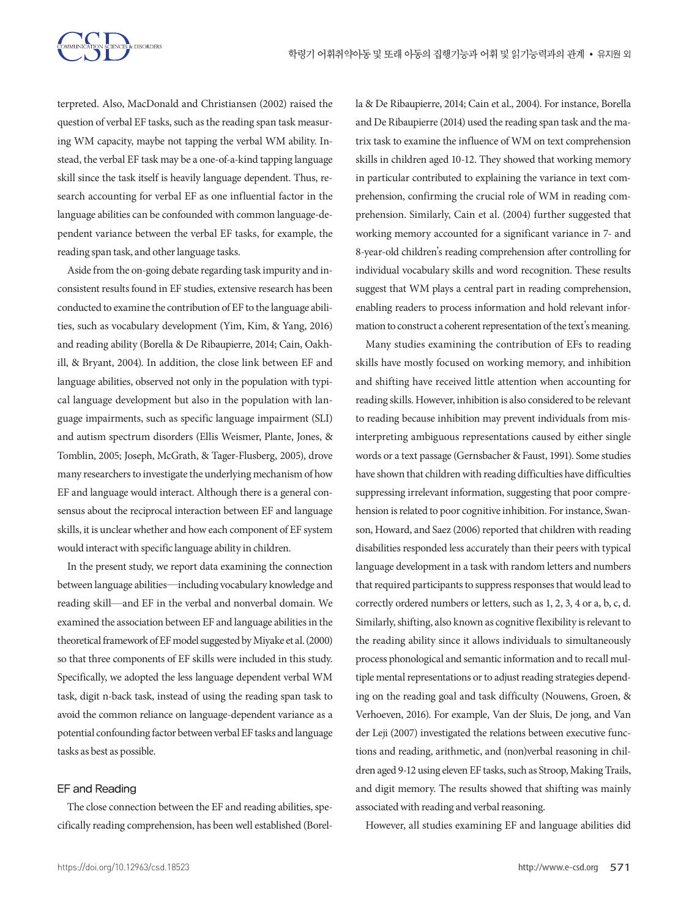terpreted. Also, MacDonald and Christiansen (2002) raised the question of verbal EF tasks, such as the reading span task measuring WM capacity, maybe not tapping the verbal WM ability. Instead, the verbal EF task may be a one-of-a-kind tapping language skill since the task itself is heavily language dependent. Thus, research accounting for verbal EF as one influential factor in the language abilities can be confounded with common language-dependent variance between the verbal EF tasks, for example, the reading span task, and other language tasks.

Aside from the on-going debate regarding task impurity and inconsistent results found in EF studies, extensive research has been conducted to examine the contribution of EF to the language abilities, such as vocabulary development (Yim, Kim, & Yang, 2016) and reading ability (Borella & De Ribaupierre, 2014; Cain, Oakhill, & Bryant, 2004). In addition, the close link between EF and language abilities, observed not only in the population with typical language development but also in the population with language impairments, such as specific language impairment (SLI) and autism spectrum disorders (Ellis Weismer, Plante, Jones, & Tomblin, 2005; Joseph, McGrath, & Tager-Flusberg, 2005), drove many researchers to investigate the underlying mechanism of how EF and language would interact. Although there is a general consensus about the reciprocal interaction between EF and language skills, it is unclear whether and how each component of EF system would interact with specific language ability in children.

In the present study, we report data examining the connection between language abilities—including vocabulary knowledge and reading skill—and EF in the verbal and nonverbal domain. We examined the association between EF and language abilities in the theoretical framework of EF model suggested by Miyake et al. (2000) so that three components of EF skills were included in this study. Specifically, we adopted the less language dependent verbal WM task, digit n-back task, instead of using the reading span task to avoid the common reliance on language-dependent variance as a potential confounding factor between verbal EF tasks and language tasks as best as possible.

## EF and Reading

The close connection between the EF and reading abilities, specifically reading comprehension, has been well established (Borella & De Ribaupierre, 2014; Cain et al., 2004). For instance, Borella and De Ribaupierre (2014) used the reading span task and the matrix task to examine the influence of WM on text comprehension skills in children aged 10-12. They showed that working memory in particular contributed to explaining the variance in text comprehension, confirming the crucial role of WM in reading comprehension. Similarly, Cain et al. (2004) further suggested that working memory accounted for a significant variance in 7- and 8-year-old children's reading comprehension after controlling for individual vocabulary skills and word recognition. These results suggest that WM plays a central part in reading comprehension, enabling readers to process information and hold relevant information to construct a coherent representation of the text's meaning.

Many studies examining the contribution of EFs to reading skills have mostly focused on working memory, and inhibition and shifting have received little attention when accounting for reading skills. However, inhibition is also considered to be relevant to reading because inhibition may prevent individuals from misinterpreting ambiguous representations caused by either single words or a text passage (Gernsbacher & Faust, 1991). Some studies have shown that children with reading difficulties have difficulties suppressing irrelevant information, suggesting that poor comprehension is related to poor cognitive inhibition. For instance, Swanson, Howard, and Saez (2006) reported that children with reading disabilities responded less accurately than their peers with typical language development in a task with random letters and numbers that required participants to suppress responses that would lead to correctly ordered numbers or letters, such as 1, 2, 3, 4 or a, b, c, d. Similarly, shifting, also known as cognitive flexibility is relevant to the reading ability since it allows individuals to simultaneously process phonological and semantic information and to recall multiple mental representations or to adjust reading strategies depending on the reading goal and task difficulty (Nouwens, Groen, & Verhoeven, 2016). For example, Van der Sluis, De jong, and Van der Leji (2007) investigated the relations between executive functions and reading, arithmetic, and (non)verbal reasoning in children aged 9-12 using eleven EF tasks, such as Stroop, Making Trails, and digit memory. The results showed that shifting was mainly associated with reading and verbal reasoning.

However, all studies examining EF and language abilities did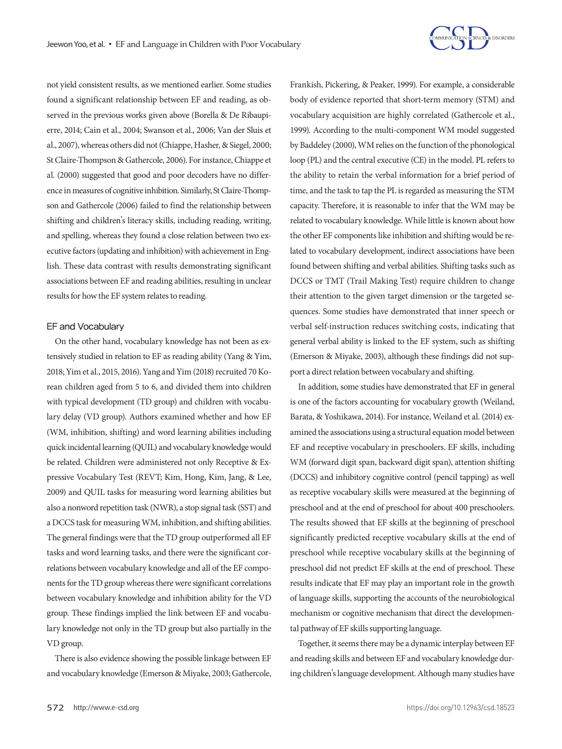not yield consistent results, as we mentioned earlier. Some studies found a significant relationship between EF and reading, as observed in the previous works given above (Borella & De Ribaupierre, 2014; Cain et al., 2004; Swanson et al., 2006; Van der Sluis et al., 2007), whereas others did not (Chiappe, Hasher, & Siegel, 2000; St Claire-Thompson & Gathercole, 2006). For instance, Chiappe et al. (2000) suggested that good and poor decoders have no difference in measures of cognitive inhibition. Similarly, St Claire-Thompson and Gathercole (2006) failed to find the relationship between shifting and children's literacy skills, including reading, writing, and spelling, whereas they found a close relation between two executive factors (updating and inhibition) with achievement in English. These data contrast with results demonstrating significant associations between EF and reading abilities, resulting in unclear results for how the EF system relates to reading.

### EF and Vocabulary

On the other hand, vocabulary knowledge has not been as extensively studied in relation to EF as reading ability (Yang & Yim, 2018; Yim et al., 2015, 2016). Yang and Yim (2018) recruited 70 Korean children aged from 5 to 6, and divided them into children with typical development (TD group) and children with vocabulary delay (VD group). Authors examined whether and how EF (WM, inhibition, shifting) and word learning abilities including quick incidental learning (QUIL) and vocabulary knowledge would be related. Children were administered not only Receptive & Expressive Vocabulary Test (REVT; Kim, Hong, Kim, Jang, & Lee, 2009) and QUIL tasks for measuring word learning abilities but also a nonword repetition task (NWR), a stop signal task (SST) and a DCCS task for measuring WM, inhibition, and shifting abilities. The general findings were that the TD group outperformed all EF tasks and word learning tasks, and there were the significant correlations between vocabulary knowledge and all of the EF components for the TD group whereas there were significant correlations between vocabulary knowledge and inhibition ability for the VD group. These findings implied the link between EF and vocabulary knowledge not only in the TD group but also partially in the VD group.

There is also evidence showing the possible linkage between EF and vocabulary knowledge (Emerson & Miyake, 2003; Gathercole, Frankish, Pickering, & Peaker, 1999). For example, a considerable body of evidence reported that short-term memory (STM) and vocabulary acquisition are highly correlated (Gathercole et al., 1999). According to the multi-component WM model suggested by Baddeley (2000), WM relies on the function of the phonological loop (PL) and the central executive (CE) in the model. PL refers to the ability to retain the verbal information for a brief period of time, and the task to tap the PL is regarded as measuring the STM capacity. Therefore, it is reasonable to infer that the WM may be related to vocabulary knowledge. While little is known about how the other EF components like inhibition and shifting would be related to vocabulary development, indirect associations have been found between shifting and verbal abilities. Shifting tasks such as DCCS or TMT (Trail Making Test) require children to change their attention to the given target dimension or the targeted sequences. Some studies have demonstrated that inner speech or verbal self-instruction reduces switching costs, indicating that general verbal ability is linked to the EF system, such as shifting (Emerson & Miyake, 2003), although these findings did not support a direct relation between vocabulary and shifting.

In addition, some studies have demonstrated that EF in general is one of the factors accounting for vocabulary growth (Weiland, Barata, & Yoshikawa, 2014). For instance, Weiland et al. (2014) examined the associations using a structural equation model between EF and receptive vocabulary in preschoolers. EF skills, including WM (forward digit span, backward digit span), attention shifting (DCCS) and inhibitory cognitive control (pencil tapping) as well as receptive vocabulary skills were measured at the beginning of preschool and at the end of preschool for about 400 preschoolers. The results showed that EF skills at the beginning of preschool significantly predicted receptive vocabulary skills at the end of preschool while receptive vocabulary skills at the beginning of preschool did not predict EF skills at the end of preschool. These results indicate that EF may play an important role in the growth of language skills, supporting the accounts of the neurobiological mechanism or cognitive mechanism that direct the developmental pathway of EF skills supporting language.

Together, it seems there may be a dynamic interplay between EF and reading skills and between EF and vocabulary knowledge during children's language development. Although many studies have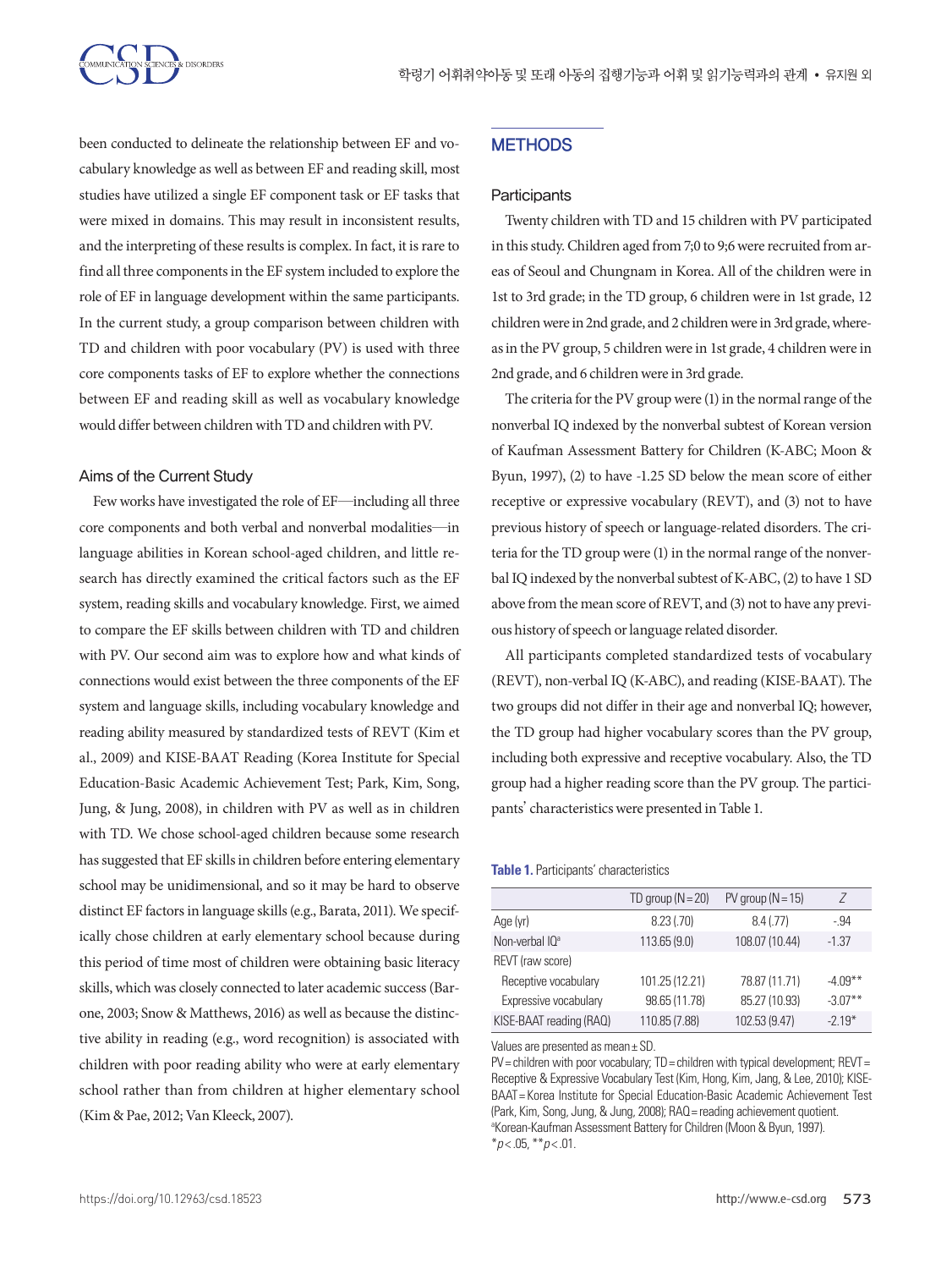been conducted to delineate the relationship between EF and vocabulary knowledge as well as between EF and reading skill, most studies have utilized a single EF component task or EF tasks that were mixed in domains. This may result in inconsistent results, and the interpreting of these results is complex. In fact, it is rare to find all three components in the EF system included to explore the role of EF in language development within the same participants. In the current study, a group comparison between children with TD and children with poor vocabulary (PV) is used with three core components tasks of EF to explore whether the connections between EF and reading skill as well as vocabulary knowledge would differ between children with TD and children with PV.

### Aims of the Current Study

Few works have investigated the role of EF—including all three core components and both verbal and nonverbal modalities—in language abilities in Korean school-aged children, and little research has directly examined the critical factors such as the EF system, reading skills and vocabulary knowledge. First, we aimed to compare the EF skills between children with TD and children with PV. Our second aim was to explore how and what kinds of connections would exist between the three components of the EF system and language skills, including vocabulary knowledge and reading ability measured by standardized tests of REVT (Kim et al., 2009) and KISE-BAAT Reading (Korea Institute for Special Education-Basic Academic Achievement Test; Park, Kim, Song, Jung, & Jung, 2008), in children with PV as well as in children with TD. We chose school-aged children because some research has suggested that EF skills in children before entering elementary school may be unidimensional, and so it may be hard to observe distinct EF factors in language skills (e.g., Barata, 2011). We specifically chose children at early elementary school because during this period of time most of children were obtaining basic literacy skills, which was closely connected to later academic success (Barone, 2003; Snow & Matthews, 2016) as well as because the distinctive ability in reading (e.g., word recognition) is associated with children with poor reading ability who were at early elementary school rather than from children at higher elementary school (Kim & Pae, 2012; Van Kleeck, 2007).

## METHODS

### Participants

Twenty children with TD and 15 children with PV participated in this study. Children aged from 7;0 to 9;6 were recruited from areas of Seoul and Chungnam in Korea. All of the children were in 1st to 3rd grade; in the TD group, 6 children were in 1st grade, 12 children were in 2nd grade, and 2 children were in 3rd grade, whereas in the PV group, 5 children were in 1st grade, 4 children were in 2nd grade, and 6 children were in 3rd grade.

The criteria for the PV group were (1) in the normal range of the nonverbal IQ indexed by the nonverbal subtest of Korean version of Kaufman Assessment Battery for Children (K-ABC; Moon & Byun, 1997), (2) to have -1.25 SD below the mean score of either receptive or expressive vocabulary (REVT), and (3) not to have previous history of speech or language-related disorders. The criteria for the TD group were (1) in the normal range of the nonverbal IQ indexed by the nonverbal subtest of K-ABC, (2) to have 1 SD above from the mean score of REVT, and (3) not to have any previous history of speech or language related disorder.

All participants completed standardized tests of vocabulary (REVT), non-verbal IQ (K-ABC), and reading (KISE-BAAT). The two groups did not differ in their age and nonverbal IQ; however, the TD group had higher vocabulary scores than the PV group, including both expressive and receptive vocabulary. Also, the TD group had a higher reading score than the PV group. The participants' characteristics were presented in Table 1.

**Table 1.** Participants' characteristics

| | TD group (N=20) | PV group (N=15) | *Z* |
|---|---|---|---|
| Age (yr) | 8.23 (.70) | 8.4 (.77) | -.94 |
| Non-verbal IQ[a] | 113.65 (9.0) | 108.07 (10.44) | -1.37 |
| REVT (raw score) | | | |
| Receptive vocabulary | 101.25 (12.21) | 78.87 (11.71) | -4.09** |
| Expressive vocabulary | 98.65 (11.78) | 85.27 (10.93) | -3.07** |
| KISE-BAAT reading (RAQ) | 110.85 (7.88) | 102.53 (9.47) | -2.19* |

Values are presented as mean±SD.
PV=children with poor vocabulary; TD=children with typical development; REVT=Receptive & Expressive Vocabulary Test (Kim, Hong, Kim, Jang, & Lee, 2010); KISE-BAAT=Korea Institute for Special Education-Basic Academic Achievement Test (Park, Kim, Song, Jung, & Jung, 2008); RAQ=reading achievement quotient.
[a]Korean-Kaufman Assessment Battery for Children (Moon & Byun, 1997).
*$p<.05$, **$p<.01$.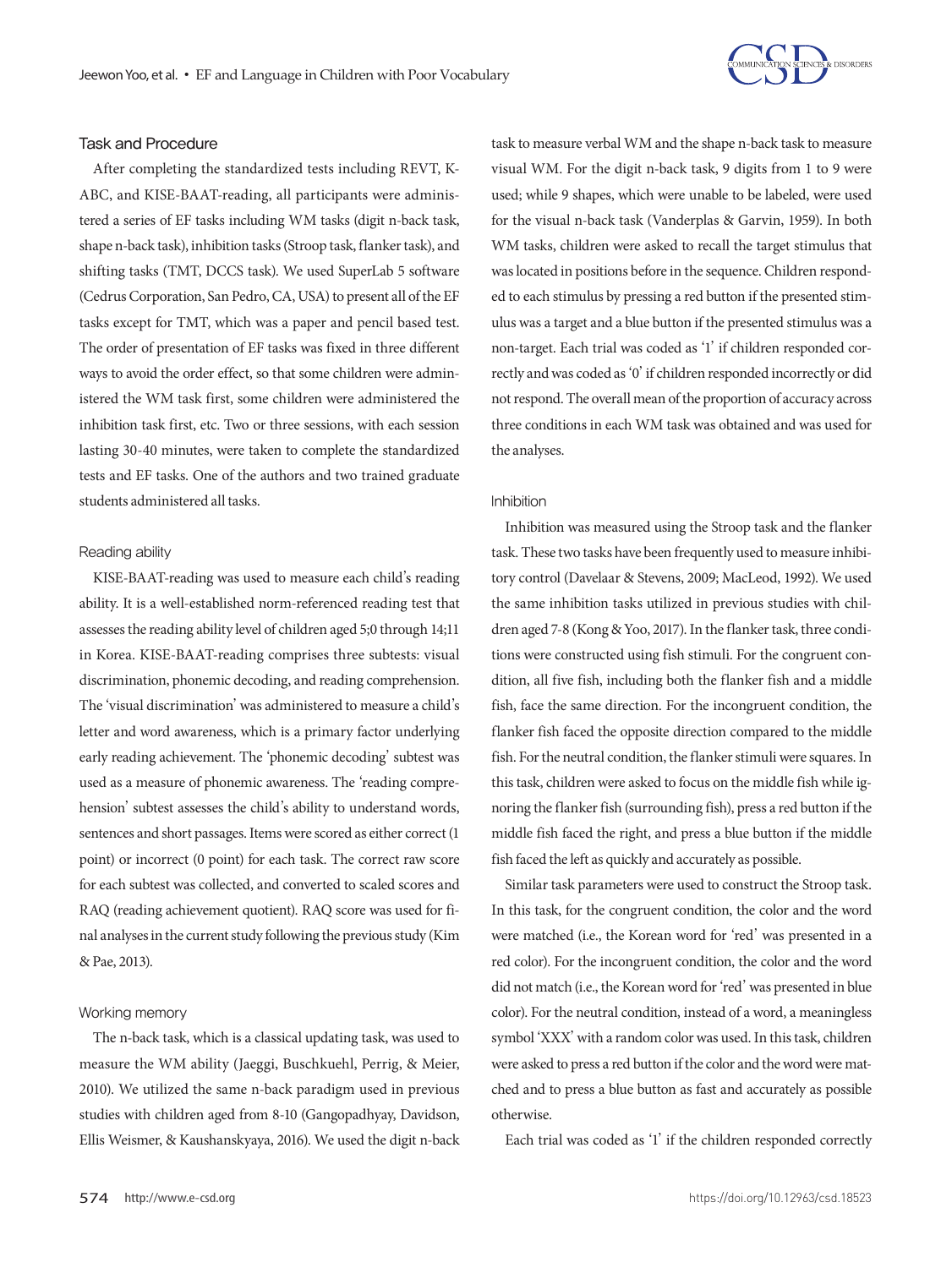### Task and Procedure

After completing the standardized tests including REVT, K-ABC, and KISE-BAAT-reading, all participants were administered a series of EF tasks including WM tasks (digit n-back task, shape n-back task), inhibition tasks (Stroop task, flanker task), and shifting tasks (TMT, DCCS task). We used SuperLab 5 software (Cedrus Corporation, San Pedro, CA, USA) to present all of the EF tasks except for TMT, which was a paper and pencil based test. The order of presentation of EF tasks was fixed in three different ways to avoid the order effect, so that some children were administered the WM task first, some children were administered the inhibition task first, etc. Two or three sessions, with each session lasting 30-40 minutes, were taken to complete the standardized tests and EF tasks. One of the authors and two trained graduate students administered all tasks.

#### Reading ability

KISE-BAAT-reading was used to measure each child's reading ability. It is a well-established norm-referenced reading test that assesses the reading ability level of children aged 5;0 through 14;11 in Korea. KISE-BAAT-reading comprises three subtests: visual discrimination, phonemic decoding, and reading comprehension. The 'visual discrimination' was administered to measure a child's letter and word awareness, which is a primary factor underlying early reading achievement. The 'phonemic decoding' subtest was used as a measure of phonemic awareness. The 'reading comprehension' subtest assesses the child's ability to understand words, sentences and short passages. Items were scored as either correct (1 point) or incorrect (0 point) for each task. The correct raw score for each subtest was collected, and converted to scaled scores and RAQ (reading achievement quotient). RAQ score was used for final analyses in the current study following the previous study (Kim & Pae, 2013).

#### Working memory

The n-back task, which is a classical updating task, was used to measure the WM ability (Jaeggi, Buschkuehl, Perrig, & Meier, 2010). We utilized the same n-back paradigm used in previous studies with children aged from 8-10 (Gangopadhyay, Davidson, Ellis Weismer, & Kaushanskyaya, 2016). We used the digit n-back task to measure verbal WM and the shape n-back task to measure visual WM. For the digit n-back task, 9 digits from 1 to 9 were used; while 9 shapes, which were unable to be labeled, were used for the visual n-back task (Vanderplas & Garvin, 1959). In both WM tasks, children were asked to recall the target stimulus that was located in positions before in the sequence. Children responded to each stimulus by pressing a red button if the presented stimulus was a target and a blue button if the presented stimulus was a non-target. Each trial was coded as '1' if children responded correctly and was coded as '0' if children responded incorrectly or did not respond. The overall mean of the proportion of accuracy across three conditions in each WM task was obtained and was used for the analyses.

#### Inhibition

Inhibition was measured using the Stroop task and the flanker task. These two tasks have been frequently used to measure inhibitory control (Davelaar & Stevens, 2009; MacLeod, 1992). We used the same inhibition tasks utilized in previous studies with children aged 7-8 (Kong & Yoo, 2017). In the flanker task, three conditions were constructed using fish stimuli. For the congruent condition, all five fish, including both the flanker fish and a middle fish, face the same direction. For the incongruent condition, the flanker fish faced the opposite direction compared to the middle fish. For the neutral condition, the flanker stimuli were squares. In this task, children were asked to focus on the middle fish while ignoring the flanker fish (surrounding fish), press a red button if the middle fish faced the right, and press a blue button if the middle fish faced the left as quickly and accurately as possible.

Similar task parameters were used to construct the Stroop task. In this task, for the congruent condition, the color and the word were matched (i.e., the Korean word for 'red' was presented in a red color). For the incongruent condition, the color and the word did not match (i.e., the Korean word for 'red' was presented in blue color). For the neutral condition, instead of a word, a meaningless symbol 'XXX' with a random color was used. In this task, children were asked to press a red button if the color and the word were matched and to press a blue button as fast and accurately as possible otherwise.

Each trial was coded as '1' if the children responded correctly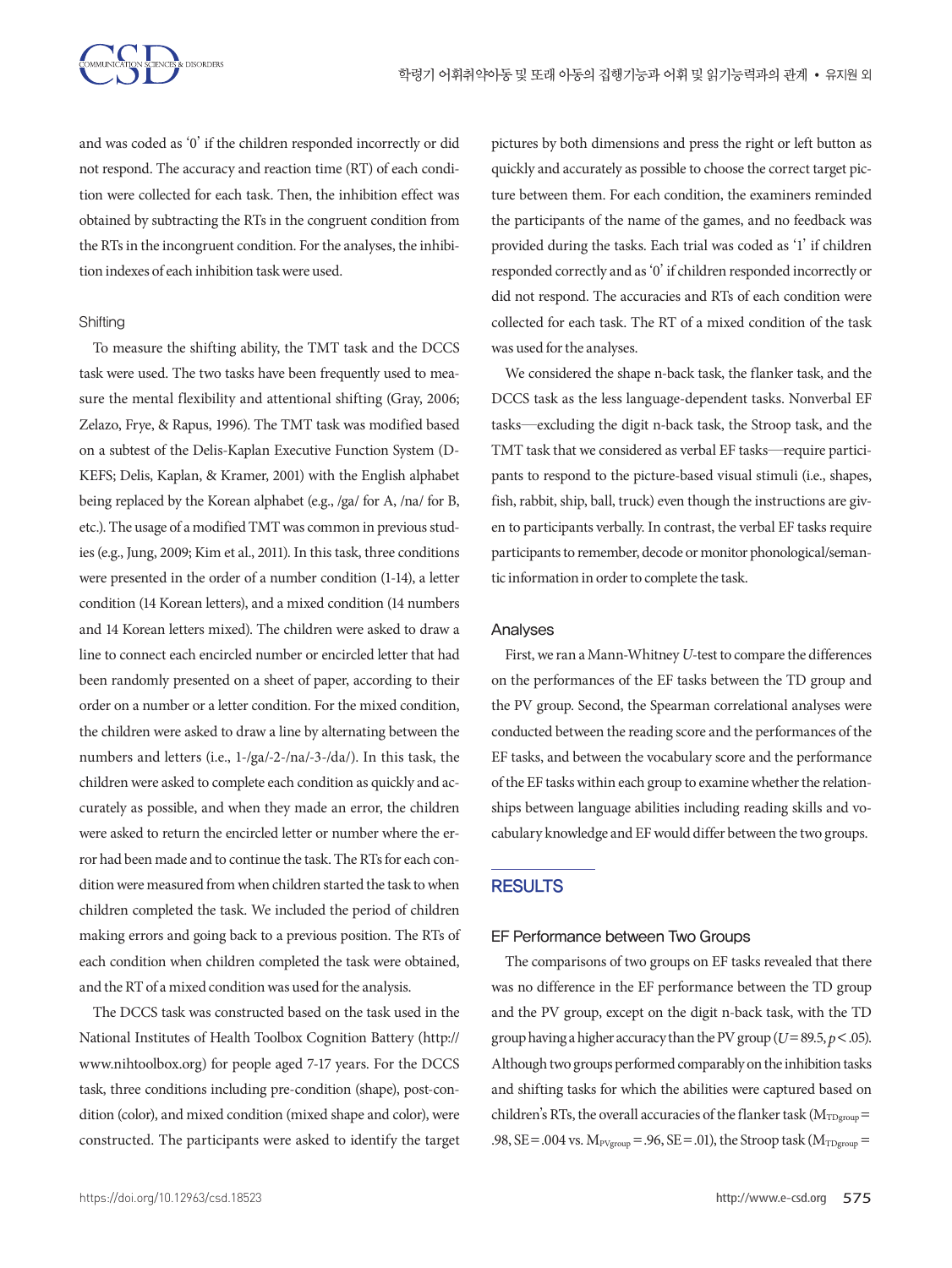and was coded as '0' if the children responded incorrectly or did not respond. The accuracy and reaction time (RT) of each condition were collected for each task. Then, the inhibition effect was obtained by subtracting the RTs in the congruent condition from the RTs in the incongruent condition. For the analyses, the inhibition indexes of each inhibition task were used.

### Shifting

To measure the shifting ability, the TMT task and the DCCS task were used. The two tasks have been frequently used to measure the mental flexibility and attentional shifting (Gray, 2006; Zelazo, Frye, & Rapus, 1996). The TMT task was modified based on a subtest of the Delis-Kaplan Executive Function System (D-KEFS; Delis, Kaplan, & Kramer, 2001) with the English alphabet being replaced by the Korean alphabet (e.g., /ga/ for A, /na/ for B, etc.). The usage of a modified TMT was common in previous studies (e.g., Jung, 2009; Kim et al., 2011). In this task, three conditions were presented in the order of a number condition (1-14), a letter condition (14 Korean letters), and a mixed condition (14 numbers and 14 Korean letters mixed). The children were asked to draw a line to connect each encircled number or encircled letter that had been randomly presented on a sheet of paper, according to their order on a number or a letter condition. For the mixed condition, the children were asked to draw a line by alternating between the numbers and letters (i.e., 1-/ga/-2-/na/-3-/da/). In this task, the children were asked to complete each condition as quickly and accurately as possible, and when they made an error, the children were asked to return the encircled letter or number where the error had been made and to continue the task. The RTs for each condition were measured from when children started the task to when children completed the task. We included the period of children making errors and going back to a previous position. The RTs of each condition when children completed the task were obtained, and the RT of a mixed condition was used for the analysis.

The DCCS task was constructed based on the task used in the National Institutes of Health Toolbox Cognition Battery (http://www.nihtoolbox.org) for people aged 7-17 years. For the DCCS task, three conditions including pre-condition (shape), post-condition (color), and mixed condition (mixed shape and color), were constructed. The participants were asked to identify the target pictures by both dimensions and press the right or left button as quickly and accurately as possible to choose the correct target picture between them. For each condition, the examiners reminded the participants of the name of the games, and no feedback was provided during the tasks. Each trial was coded as '1' if children responded correctly and as '0' if children responded incorrectly or did not respond. The accuracies and RTs of each condition were collected for each task. The RT of a mixed condition of the task was used for the analyses.

We considered the shape n-back task, the flanker task, and the DCCS task as the less language-dependent tasks. Nonverbal EF tasks—excluding the digit n-back task, the Stroop task, and the TMT task that we considered as verbal EF tasks—require participants to respond to the picture-based visual stimuli (i.e., shapes, fish, rabbit, ship, ball, truck) even though the instructions are given to participants verbally. In contrast, the verbal EF tasks require participants to remember, decode or monitor phonological/semantic information in order to complete the task.

### Analyses

First, we ran a Mann-Whitney *U*-test to compare the differences on the performances of the EF tasks between the TD group and the PV group. Second, the Spearman correlational analyses were conducted between the reading score and the performances of the EF tasks, and between the vocabulary score and the performance of the EF tasks within each group to examine whether the relationships between language abilities including reading skills and vocabulary knowledge and EF would differ between the two groups.

## RESULTS

### EF Performance between Two Groups

The comparisons of two groups on EF tasks revealed that there was no difference in the EF performance between the TD group and the PV group, except on the digit n-back task, with the TD group having a higher accuracy than the PV group ($U = 89.5$, $p < .05$). Although two groups performed comparably on the inhibition tasks and shifting tasks for which the abilities were captured based on children's RTs, the overall accuracies of the flanker task ($M_{TDgroup} = .98$, $SE = .004$ vs. $M_{PVgroup} = .96$, $SE = .01$), the Stroop task ($M_{TDgroup} =$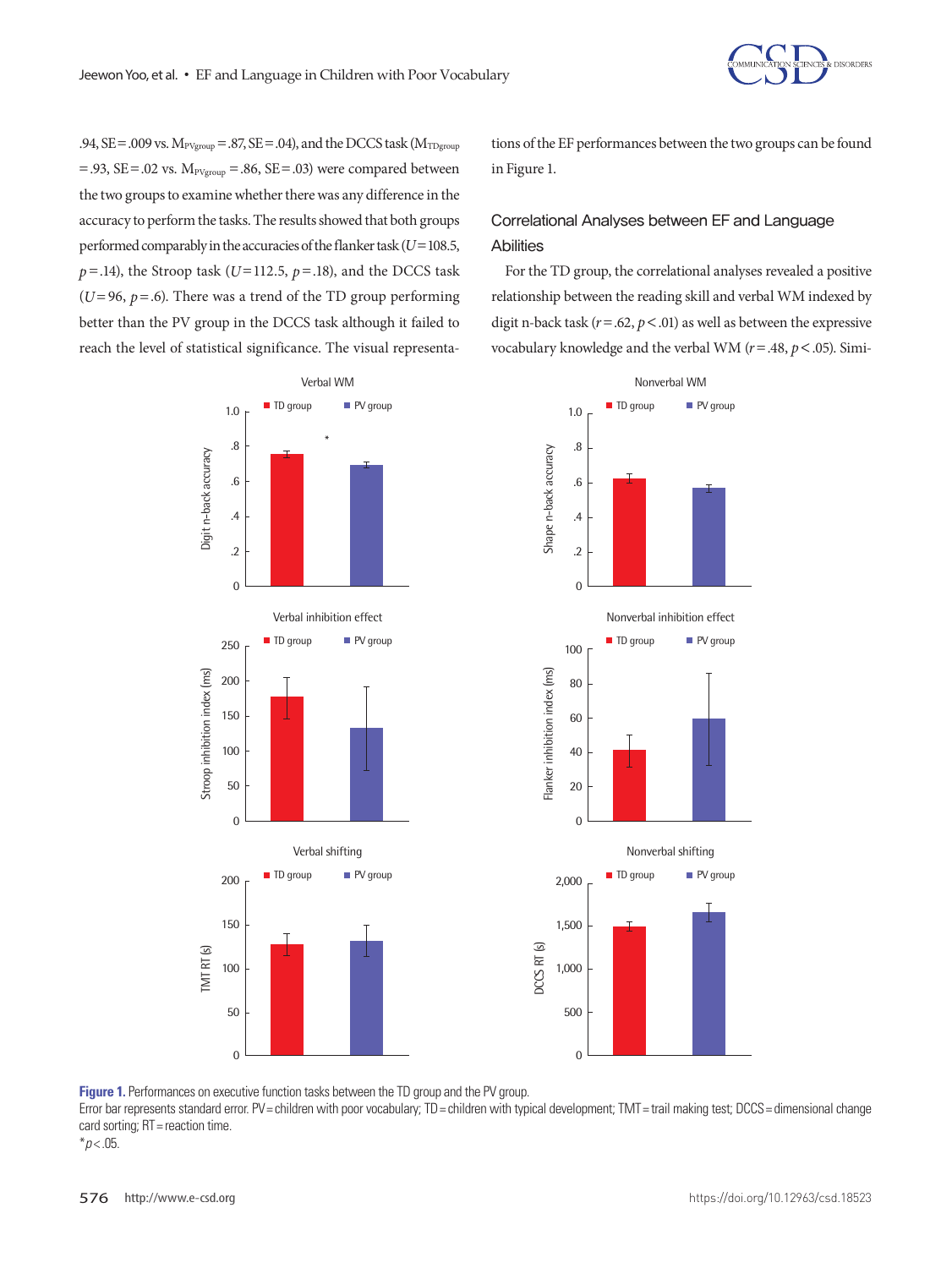.94, SE=.009 vs. $M_{PVgroup}$=.87, SE=.04), and the DCCS task ($M_{TDgroup}$=.93, SE=.02 vs. $M_{PVgroup}$=.86, SE=.03) were compared between the two groups to examine whether there was any difference in the accuracy to perform the tasks. The results showed that both groups performed comparably in the accuracies of the flanker task ($U$=108.5, $p$=.14), the Stroop task ($U$=112.5, $p$=.18), and the DCCS task ($U$=96, $p$=.6). There was a trend of the TD group performing better than the PV group in the DCCS task although it failed to reach the level of statistical significance. The visual representations of the EF performances between the two groups can be found in Figure 1.

## Correlational Analyses between EF and Language Abilities

For the TD group, the correlational analyses revealed a positive relationship between the reading skill and verbal WM indexed by digit n-back task ($r$=.62, $p$<.01) as well as between the expressive vocabulary knowledge and the verbal WM ($r$=.48, $p$<.05). Simi-

**Figure 1.** Performances on executive function tasks between the TD group and the PV group.
Error bar represents standard error. PV=children with poor vocabulary; TD=children with typical development; TMT=trail making test; DCCS=dimensional change card sorting; RT=reaction time.
*$p$<.05.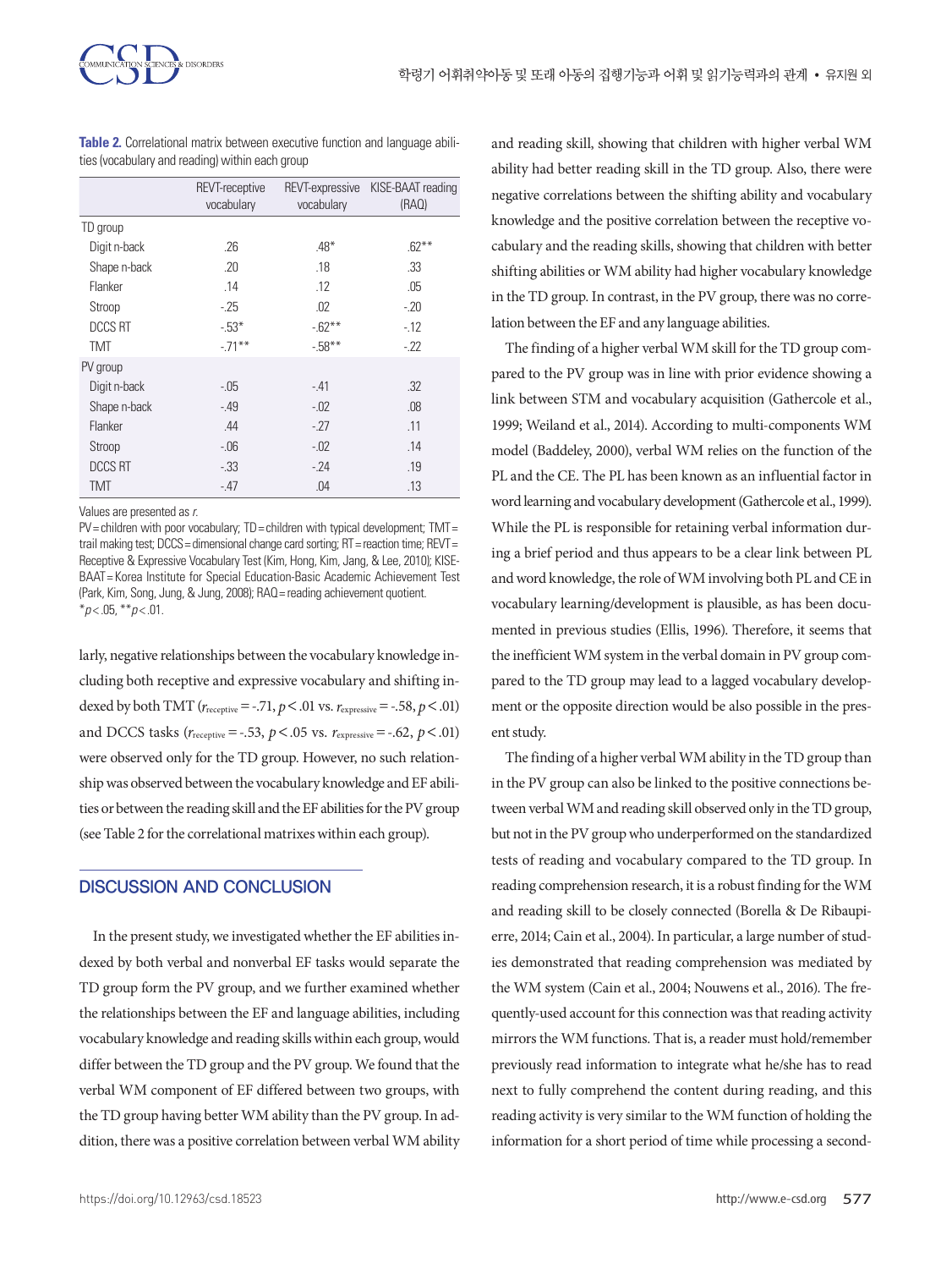**Table 2.** Correlational matrix between executive function and language abilities (vocabulary and reading) within each group

| | REVT-receptive vocabulary | REVT-expressive vocabulary | KISE-BAAT reading (RAQ) |
|---|---|---|---|
| TD group | | | |
| Digit n-back | .26 | .48* | .62** |
| Shape n-back | .20 | .18 | .33 |
| Flanker | .14 | .12 | .05 |
| Stroop | -.25 | .02 | -.20 |
| DCCS RT | -.53* | -.62** | -.12 |
| TMT | -.71** | -.58** | -.22 |
| PV group | | | |
| Digit n-back | -.05 | -.41 | .32 |
| Shape n-back | -.49 | -.02 | .08 |
| Flanker | .44 | -.27 | .11 |
| Stroop | -.06 | -.02 | .14 |
| DCCS RT | -.33 | -.24 | .19 |
| TMT | -.47 | .04 | .13 |

Values are presented as *r*.

PV= children with poor vocabulary; TD= children with typical development; TMT= trail making test; DCCS= dimensional change card sorting; RT= reaction time; REVT= Receptive & Expressive Vocabulary Test (Kim, Hong, Kim, Jang, & Lee, 2010); KISE-BAAT= Korea Institute for Special Education-Basic Academic Achievement Test (Park, Kim, Song, Jung, & Jung, 2008); RAQ= reading achievement quotient.
*$p<.05$, **$p<.01$.

larly, negative relationships between the vocabulary knowledge including both receptive and expressive vocabulary and shifting indexed by both TMT ($r_{\text{receptive}}$ = -.71, $p<.01$ vs. $r_{\text{expressive}}$ = -.58, $p<.01$) and DCCS tasks ($r_{\text{receptive}}$ = -.53, $p<.05$ vs. $r_{\text{expressive}}$ = -.62, $p<.01$) were observed only for the TD group. However, no such relationship was observed between the vocabulary knowledge and EF abilities or between the reading skill and the EF abilities for the PV group (see Table 2 for the correlational matrixes within each group).

## DISCUSSION AND CONCLUSION

In the present study, we investigated whether the EF abilities indexed by both verbal and nonverbal EF tasks would separate the TD group form the PV group, and we further examined whether the relationships between the EF and language abilities, including vocabulary knowledge and reading skills within each group, would differ between the TD group and the PV group. We found that the verbal WM component of EF differed between two groups, with the TD group having better WM ability than the PV group. In addition, there was a positive correlation between verbal WM ability and reading skill, showing that children with higher verbal WM ability had better reading skill in the TD group. Also, there were negative correlations between the shifting ability and vocabulary knowledge and the positive correlation between the receptive vocabulary and the reading skills, showing that children with better shifting abilities or WM ability had higher vocabulary knowledge in the TD group. In contrast, in the PV group, there was no correlation between the EF and any language abilities.

The finding of a higher verbal WM skill for the TD group compared to the PV group was in line with prior evidence showing a link between STM and vocabulary acquisition (Gathercole et al., 1999; Weiland et al., 2014). According to multi-components WM model (Baddeley, 2000), verbal WM relies on the function of the PL and the CE. The PL has been known as an influential factor in word learning and vocabulary development (Gathercole et al., 1999). While the PL is responsible for retaining verbal information during a brief period and thus appears to be a clear link between PL and word knowledge, the role of WM involving both PL and CE in vocabulary learning/development is plausible, as has been documented in previous studies (Ellis, 1996). Therefore, it seems that the inefficient WM system in the verbal domain in PV group compared to the TD group may lead to a lagged vocabulary development or the opposite direction would be also possible in the present study.

The finding of a higher verbal WM ability in the TD group than in the PV group can also be linked to the positive connections between verbal WM and reading skill observed only in the TD group, but not in the PV group who underperformed on the standardized tests of reading and vocabulary compared to the TD group. In reading comprehension research, it is a robust finding for the WM and reading skill to be closely connected (Borella & De Ribaupierre, 2014; Cain et al., 2004). In particular, a large number of studies demonstrated that reading comprehension was mediated by the WM system (Cain et al., 2004; Nouwens et al., 2016). The frequently-used account for this connection was that reading activity mirrors the WM functions. That is, a reader must hold/remember previously read information to integrate what he/she has to read next to fully comprehend the content during reading, and this reading activity is very similar to the WM function of holding the information for a short period of time while processing a second-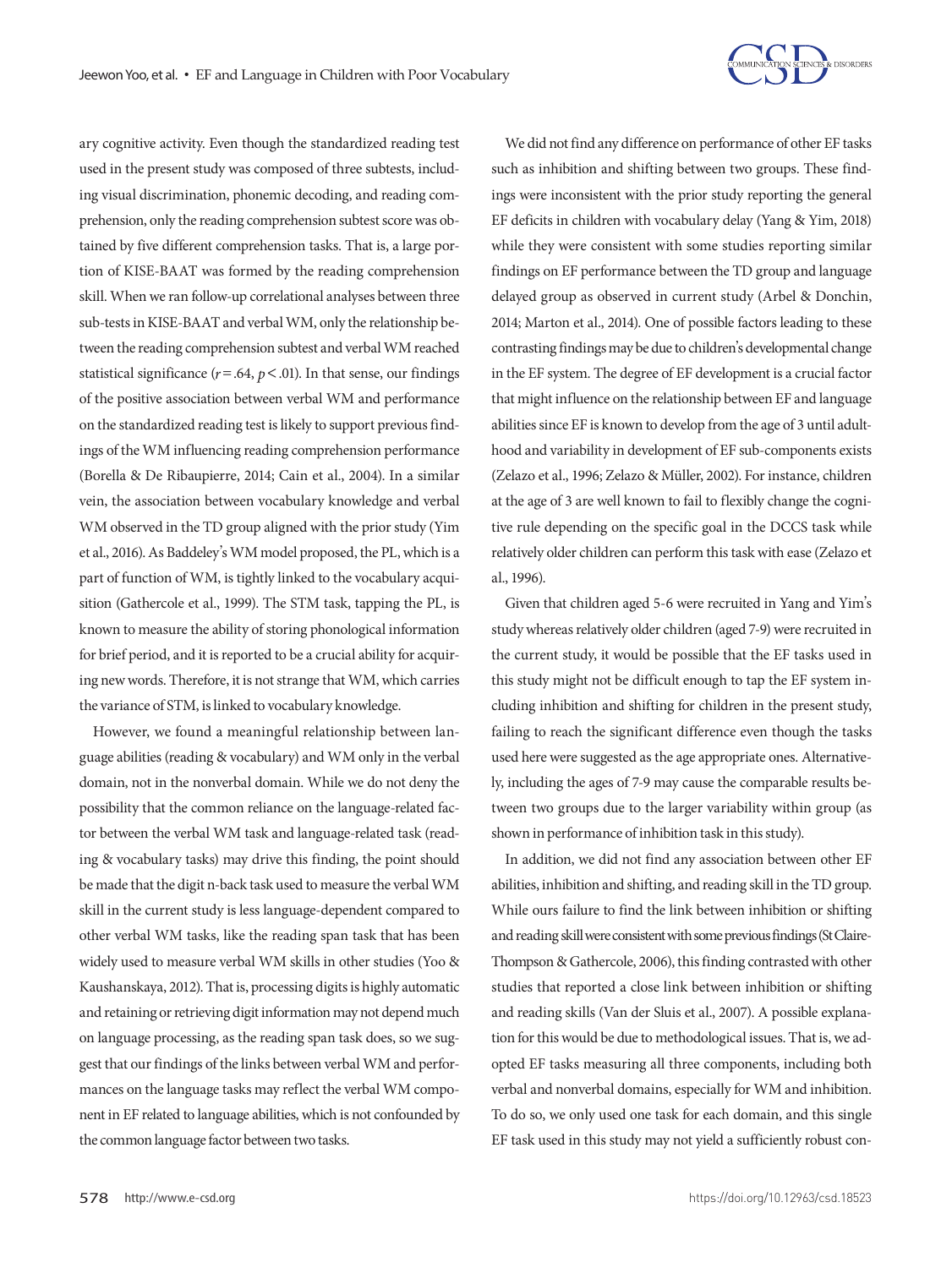ary cognitive activity. Even though the standardized reading test used in the present study was composed of three subtests, including visual discrimination, phonemic decoding, and reading comprehension, only the reading comprehension subtest score was obtained by five different comprehension tasks. That is, a large portion of KISE-BAAT was formed by the reading comprehension skill. When we ran follow-up correlational analyses between three sub-tests in KISE-BAAT and verbal WM, only the relationship between the reading comprehension subtest and verbal WM reached statistical significance ($r = .64$, $p < .01$). In that sense, our findings of the positive association between verbal WM and performance on the standardized reading test is likely to support previous findings of the WM influencing reading comprehension performance (Borella & De Ribaupierre, 2014; Cain et al., 2004). In a similar vein, the association between vocabulary knowledge and verbal WM observed in the TD group aligned with the prior study (Yim et al., 2016). As Baddeley's WM model proposed, the PL, which is a part of function of WM, is tightly linked to the vocabulary acquisition (Gathercole et al., 1999). The STM task, tapping the PL, is known to measure the ability of storing phonological information for brief period, and it is reported to be a crucial ability for acquiring new words. Therefore, it is not strange that WM, which carries the variance of STM, is linked to vocabulary knowledge.

However, we found a meaningful relationship between language abilities (reading & vocabulary) and WM only in the verbal domain, not in the nonverbal domain. While we do not deny the possibility that the common reliance on the language-related factor between the verbal WM task and language-related task (reading & vocabulary tasks) may drive this finding, the point should be made that the digit n-back task used to measure the verbal WM skill in the current study is less language-dependent compared to other verbal WM tasks, like the reading span task that has been widely used to measure verbal WM skills in other studies (Yoo & Kaushanskaya, 2012). That is, processing digits is highly automatic and retaining or retrieving digit information may not depend much on language processing, as the reading span task does, so we suggest that our findings of the links between verbal WM and performances on the language tasks may reflect the verbal WM component in EF related to language abilities, which is not confounded by the common language factor between two tasks.

We did not find any difference on performance of other EF tasks such as inhibition and shifting between two groups. These findings were inconsistent with the prior study reporting the general EF deficits in children with vocabulary delay (Yang & Yim, 2018) while they were consistent with some studies reporting similar findings on EF performance between the TD group and language delayed group as observed in current study (Arbel & Donchin, 2014; Marton et al., 2014). One of possible factors leading to these contrasting findings may be due to children's developmental change in the EF system. The degree of EF development is a crucial factor that might influence on the relationship between EF and language abilities since EF is known to develop from the age of 3 until adulthood and variability in development of EF sub-components exists (Zelazo et al., 1996; Zelazo & Müller, 2002). For instance, children at the age of 3 are well known to fail to flexibly change the cognitive rule depending on the specific goal in the DCCS task while relatively older children can perform this task with ease (Zelazo et al., 1996).

Given that children aged 5-6 were recruited in Yang and Yim's study whereas relatively older children (aged 7-9) were recruited in the current study, it would be possible that the EF tasks used in this study might not be difficult enough to tap the EF system including inhibition and shifting for children in the present study, failing to reach the significant difference even though the tasks used here were suggested as the age appropriate ones. Alternatively, including the ages of 7-9 may cause the comparable results between two groups due to the larger variability within group (as shown in performance of inhibition task in this study).

In addition, we did not find any association between other EF abilities, inhibition and shifting, and reading skill in the TD group. While ours failure to find the link between inhibition or shifting and reading skill were consistent with some previous findings (St Claire-Thompson & Gathercole, 2006), this finding contrasted with other studies that reported a close link between inhibition or shifting and reading skills (Van der Sluis et al., 2007). A possible explanation for this would be due to methodological issues. That is, we adopted EF tasks measuring all three components, including both verbal and nonverbal domains, especially for WM and inhibition. To do so, we only used one task for each domain, and this single EF task used in this study may not yield a sufficiently robust con-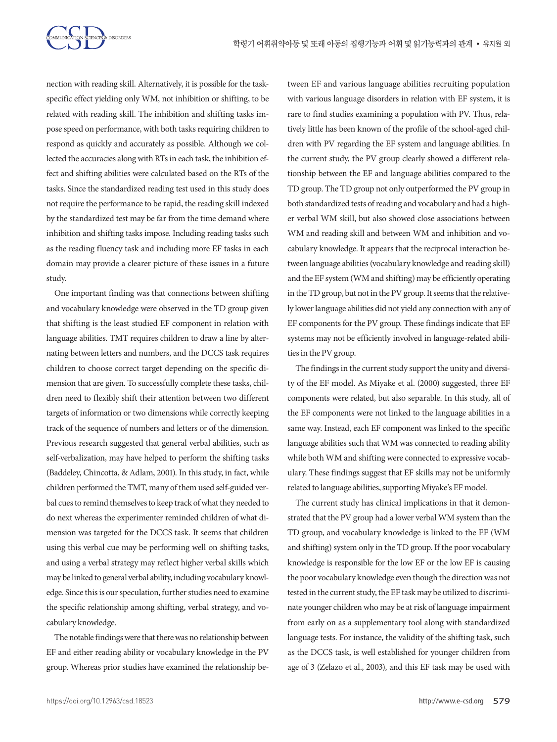nection with reading skill. Alternatively, it is possible for the task-specific effect yielding only WM, not inhibition or shifting, to be related with reading skill. The inhibition and shifting tasks impose speed on performance, with both tasks requiring children to respond as quickly and accurately as possible. Although we collected the accuracies along with RTs in each task, the inhibition effect and shifting abilities were calculated based on the RTs of the tasks. Since the standardized reading test used in this study does not require the performance to be rapid, the reading skill indexed by the standardized test may be far from the time demand where inhibition and shifting tasks impose. Including reading tasks such as the reading fluency task and including more EF tasks in each domain may provide a clearer picture of these issues in a future study.

One important finding was that connections between shifting and vocabulary knowledge were observed in the TD group given that shifting is the least studied EF component in relation with language abilities. TMT requires children to draw a line by alternating between letters and numbers, and the DCCS task requires children to choose correct target depending on the specific dimension that are given. To successfully complete these tasks, children need to flexibly shift their attention between two different targets of information or two dimensions while correctly keeping track of the sequence of numbers and letters or of the dimension. Previous research suggested that general verbal abilities, such as self-verbalization, may have helped to perform the shifting tasks (Baddeley, Chincotta, & Adlam, 2001). In this study, in fact, while children performed the TMT, many of them used self-guided verbal cues to remind themselves to keep track of what they needed to do next whereas the experimenter reminded children of what dimension was targeted for the DCCS task. It seems that children using this verbal cue may be performing well on shifting tasks, and using a verbal strategy may reflect higher verbal skills which may be linked to general verbal ability, including vocabulary knowledge. Since this is our speculation, further studies need to examine the specific relationship among shifting, verbal strategy, and vocabulary knowledge.

The notable findings were that there was no relationship between EF and either reading ability or vocabulary knowledge in the PV group. Whereas prior studies have examined the relationship between EF and various language abilities recruiting population with various language disorders in relation with EF system, it is rare to find studies examining a population with PV. Thus, relatively little has been known of the profile of the school-aged children with PV regarding the EF system and language abilities. In the current study, the PV group clearly showed a different relationship between the EF and language abilities compared to the TD group. The TD group not only outperformed the PV group in both standardized tests of reading and vocabulary and had a higher verbal WM skill, but also showed close associations between WM and reading skill and between WM and inhibition and vocabulary knowledge. It appears that the reciprocal interaction between language abilities (vocabulary knowledge and reading skill) and the EF system (WM and shifting) may be efficiently operating in the TD group, but not in the PV group. It seems that the relatively lower language abilities did not yield any connection with any of EF components for the PV group. These findings indicate that EF systems may not be efficiently involved in language-related abilities in the PV group.

The findings in the current study support the unity and diversity of the EF model. As Miyake et al. (2000) suggested, three EF components were related, but also separable. In this study, all of the EF components were not linked to the language abilities in a same way. Instead, each EF component was linked to the specific language abilities such that WM was connected to reading ability while both WM and shifting were connected to expressive vocabulary. These findings suggest that EF skills may not be uniformly related to language abilities, supporting Miyake's EF model.

The current study has clinical implications in that it demonstrated that the PV group had a lower verbal WM system than the TD group, and vocabulary knowledge is linked to the EF (WM and shifting) system only in the TD group. If the poor vocabulary knowledge is responsible for the low EF or the low EF is causing the poor vocabulary knowledge even though the direction was not tested in the current study, the EF task may be utilized to discriminate younger children who may be at risk of language impairment from early on as a supplementary tool along with standardized language tests. For instance, the validity of the shifting task, such as the DCCS task, is well established for younger children from age of 3 (Zelazo et al., 2003), and this EF task may be used with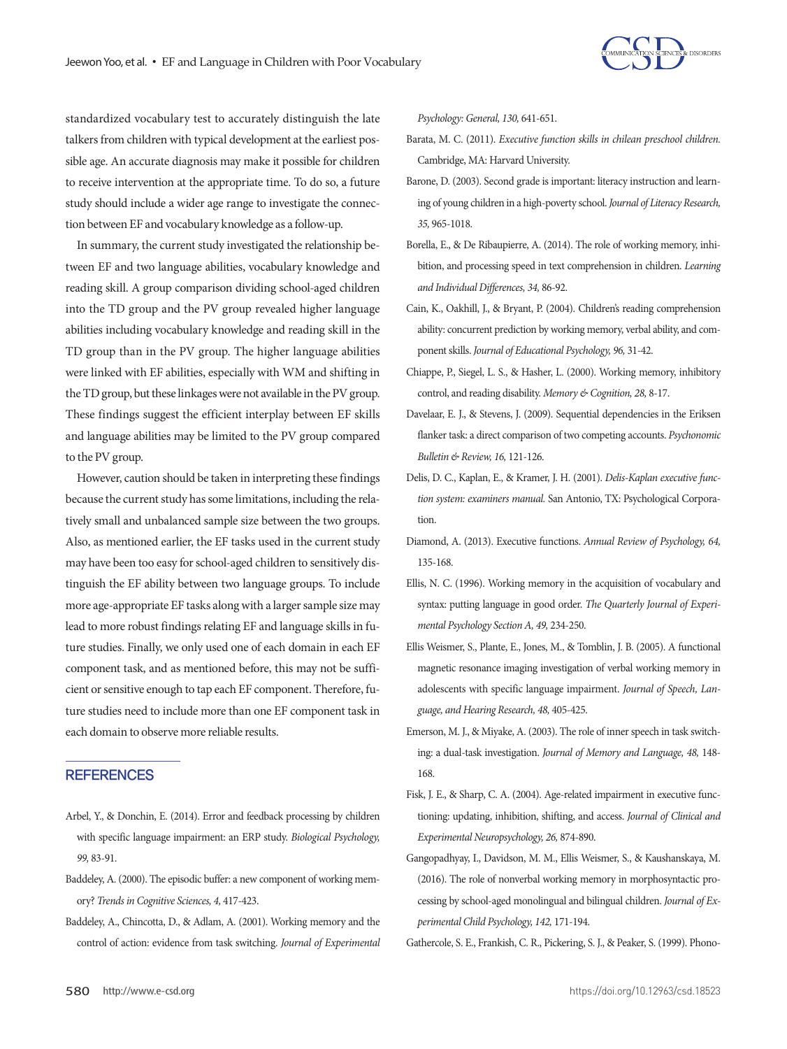standardized vocabulary test to accurately distinguish the late talkers from children with typical development at the earliest possible age. An accurate diagnosis may make it possible for children to receive intervention at the appropriate time. To do so, a future study should include a wider age range to investigate the connection between EF and vocabulary knowledge as a follow-up.

In summary, the current study investigated the relationship between EF and two language abilities, vocabulary knowledge and reading skill. A group comparison dividing school-aged children into the TD group and the PV group revealed higher language abilities including vocabulary knowledge and reading skill in the TD group than in the PV group. The higher language abilities were linked with EF abilities, especially with WM and shifting in the TD group, but these linkages were not available in the PV group. These findings suggest the efficient interplay between EF skills and language abilities may be limited to the PV group compared to the PV group.

However, caution should be taken in interpreting these findings because the current study has some limitations, including the relatively small and unbalanced sample size between the two groups. Also, as mentioned earlier, the EF tasks used in the current study may have been too easy for school-aged children to sensitively distinguish the EF ability between two language groups. To include more age-appropriate EF tasks along with a larger sample size may lead to more robust findings relating EF and language skills in future studies. Finally, we only used one of each domain in each EF component task, and as mentioned before, this may not be sufficient or sensitive enough to tap each EF component. Therefore, future studies need to include more than one EF component task in each domain to observe more reliable results.

## REFERENCES

Arbel, Y., & Donchin, E. (2014). Error and feedback processing by children with specific language impairment: an ERP study. *Biological Psychology, 99,* 83-91.

Baddeley, A. (2000). The episodic buffer: a new component of working memory? *Trends in Cognitive Sciences, 4,* 417-423.

Baddeley, A., Chincotta, D., & Adlam, A. (2001). Working memory and the control of action: evidence from task switching. *Journal of Experimental Psychology: General, 130,* 641-651.

Barata, M. C. (2011). *Executive function skills in chilean preschool children.* Cambridge, MA: Harvard University.

Barone, D. (2003). Second grade is important: literacy instruction and learning of young children in a high-poverty school. *Journal of Literacy Research, 35,* 965-1018.

Borella, E., & De Ribaupierre, A. (2014). The role of working memory, inhibition, and processing speed in text comprehension in children. *Learning and Individual Differences, 34,* 86-92.

Cain, K., Oakhill, J., & Bryant, P. (2004). Children's reading comprehension ability: concurrent prediction by working memory, verbal ability, and component skills. *Journal of Educational Psychology, 96,* 31-42.

Chiappe, P., Siegel, L. S., & Hasher, L. (2000). Working memory, inhibitory control, and reading disability. *Memory & Cognition, 28,* 8-17.

Davelaar, E. J., & Stevens, J. (2009). Sequential dependencies in the Eriksen flanker task: a direct comparison of two competing accounts. *Psychonomic Bulletin & Review, 16,* 121-126.

Delis, D. C., Kaplan, E., & Kramer, J. H. (2001). *Delis-Kaplan executive function system: examiners manual.* San Antonio, TX: Psychological Corporation.

Diamond, A. (2013). Executive functions. *Annual Review of Psychology, 64,* 135-168.

Ellis, N. C. (1996). Working memory in the acquisition of vocabulary and syntax: putting language in good order. *The Quarterly Journal of Experimental Psychology Section A, 49,* 234-250.

Ellis Weismer, S., Plante, E., Jones, M., & Tomblin, J. B. (2005). A functional magnetic resonance imaging investigation of verbal working memory in adolescents with specific language impairment. *Journal of Speech, Language, and Hearing Research, 48,* 405-425.

Emerson, M. J., & Miyake, A. (2003). The role of inner speech in task switching: a dual-task investigation. *Journal of Memory and Language, 48,* 148-168.

Fisk, J. E., & Sharp, C. A. (2004). Age-related impairment in executive functioning: updating, inhibition, shifting, and access. *Journal of Clinical and Experimental Neuropsychology, 26,* 874-890.

Gangopadhyay, I., Davidson, M. M., Ellis Weismer, S., & Kaushanskaya, M. (2016). The role of nonverbal working memory in morphosyntactic processing by school-aged monolingual and bilingual children. *Journal of Experimental Child Psychology, 142,* 171-194.

Gathercole, S. E., Frankish, C. R., Pickering, S. J., & Peaker, S. (1999). Phono-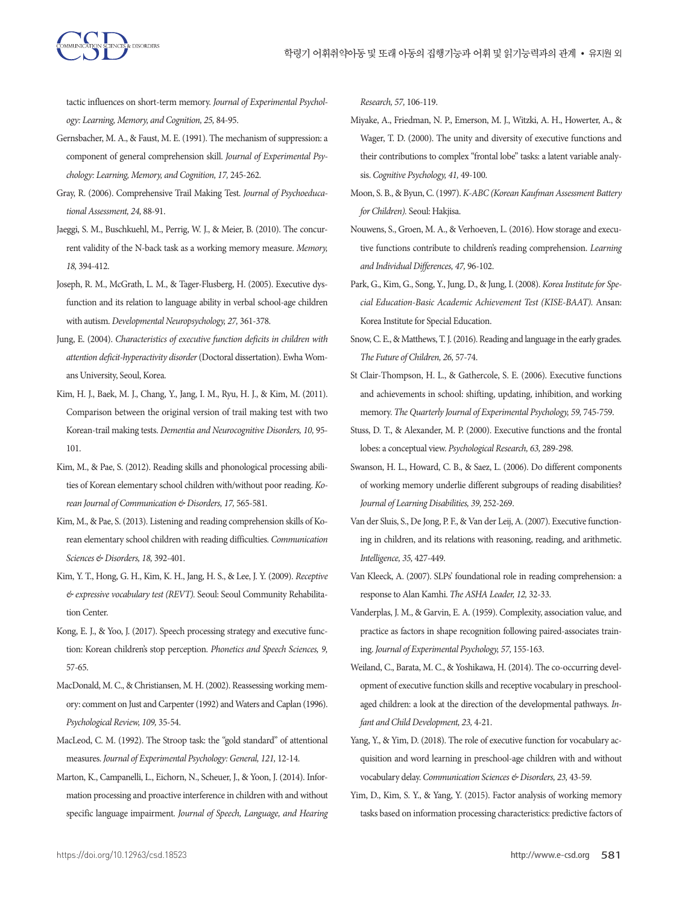tactic influences on short-term memory. *Journal of Experimental Psychology: Learning, Memory, and Cognition, 25,* 84-95.

Gernsbacher, M. A., & Faust, M. E. (1991). The mechanism of suppression: a component of general comprehension skill. *Journal of Experimental Psychology: Learning, Memory, and Cognition, 17,* 245-262.

Gray, R. (2006). Comprehensive Trail Making Test. *Journal of Psychoeducational Assessment, 24,* 88-91.

Jaeggi, S. M., Buschkuehl, M., Perrig, W. J., & Meier, B. (2010). The concurrent validity of the N-back task as a working memory measure. *Memory, 18,* 394-412.

Joseph, R. M., McGrath, L. M., & Tager-Flusberg, H. (2005). Executive dysfunction and its relation to language ability in verbal school-age children with autism. *Developmental Neuropsychology, 27,* 361-378.

Jung, E. (2004). *Characteristics of executive function deficits in children with attention deficit-hyperactivity disorder* (Doctoral dissertation). Ewha Womans University, Seoul, Korea.

Kim, H. J., Baek, M. J., Chang, Y., Jang, I. M., Ryu, H. J., & Kim, M. (2011). Comparison between the original version of trail making test with two Korean-trail making tests. *Dementia and Neurocognitive Disorders, 10,* 95-101.

Kim, M., & Pae, S. (2012). Reading skills and phonological processing abilities of Korean elementary school children with/without poor reading. *Korean Journal of Communication & Disorders, 17,* 565-581.

Kim, M., & Pae, S. (2013). Listening and reading comprehension skills of Korean elementary school children with reading difficulties. *Communication Sciences & Disorders, 18,* 392-401.

Kim, Y. T., Hong, G. H., Kim, K. H., Jang, H. S., & Lee, J. Y. (2009). *Receptive & expressive vocabulary test (REVT).* Seoul: Seoul Community Rehabilitation Center.

Kong, E. J., & Yoo, J. (2017). Speech processing strategy and executive function: Korean children's stop perception. *Phonetics and Speech Sciences, 9,* 57-65.

MacDonald, M. C., & Christiansen, M. H. (2002). Reassessing working memory: comment on Just and Carpenter (1992) and Waters and Caplan (1996). *Psychological Review, 109,* 35-54.

MacLeod, C. M. (1992). The Stroop task: the "gold standard" of attentional measures. *Journal of Experimental Psychology: General, 121,* 12-14.

Marton, K., Campanelli, L., Eichorn, N., Scheuer, J., & Yoon, J. (2014). Information processing and proactive interference in children with and without specific language impairment. *Journal of Speech, Language, and Hearing Research, 57,* 106-119.

Miyake, A., Friedman, N. P., Emerson, M. J., Witzki, A. H., Howerter, A., & Wager, T. D. (2000). The unity and diversity of executive functions and their contributions to complex "frontal lobe" tasks: a latent variable analysis. *Cognitive Psychology, 41,* 49-100.

Moon, S. B., & Byun, C. (1997). *K-ABC (Korean Kaufman Assessment Battery for Children).* Seoul: Hakjisa.

Nouwens, S., Groen, M. A., & Verhoeven, L. (2016). How storage and executive functions contribute to children's reading comprehension. *Learning and Individual Differences, 47,* 96-102.

Park, G., Kim, G., Song, Y., Jung, D., & Jung, I. (2008). *Korea Institute for Special Education-Basic Academic Achievement Test (KISE-BAAT).* Ansan: Korea Institute for Special Education.

Snow, C. E., & Matthews, T. J. (2016). Reading and language in the early grades. *The Future of Children, 26,* 57-74.

St Clair-Thompson, H. L., & Gathercole, S. E. (2006). Executive functions and achievements in school: shifting, updating, inhibition, and working memory. *The Quarterly Journal of Experimental Psychology, 59,* 745-759.

Stuss, D. T., & Alexander, M. P. (2000). Executive functions and the frontal lobes: a conceptual view. *Psychological Research, 63,* 289-298.

Swanson, H. L., Howard, C. B., & Saez, L. (2006). Do different components of working memory underlie different subgroups of reading disabilities? *Journal of Learning Disabilities, 39,* 252-269.

Van der Sluis, S., De Jong, P. F., & Van der Leij, A. (2007). Executive functioning in children, and its relations with reasoning, reading, and arithmetic. *Intelligence, 35,* 427-449.

Van Kleeck, A. (2007). SLPs' foundational role in reading comprehension: a response to Alan Kamhi. *The ASHA Leader, 12,* 32-33.

Vanderplas, J. M., & Garvin, E. A. (1959). Complexity, association value, and practice as factors in shape recognition following paired-associates training. *Journal of Experimental Psychology, 57,* 155-163.

Weiland, C., Barata, M. C., & Yoshikawa, H. (2014). The co-occurring development of executive function skills and receptive vocabulary in preschool-aged children: a look at the direction of the developmental pathways. *Infant and Child Development, 23,* 4-21.

Yang, Y., & Yim, D. (2018). The role of executive function for vocabulary acquisition and word learning in preschool-age children with and without vocabulary delay. *Communication Sciences & Disorders, 23,* 43-59.

Yim, D., Kim, S. Y., & Yang, Y. (2015). Factor analysis of working memory tasks based on information processing characteristics: predictive factors of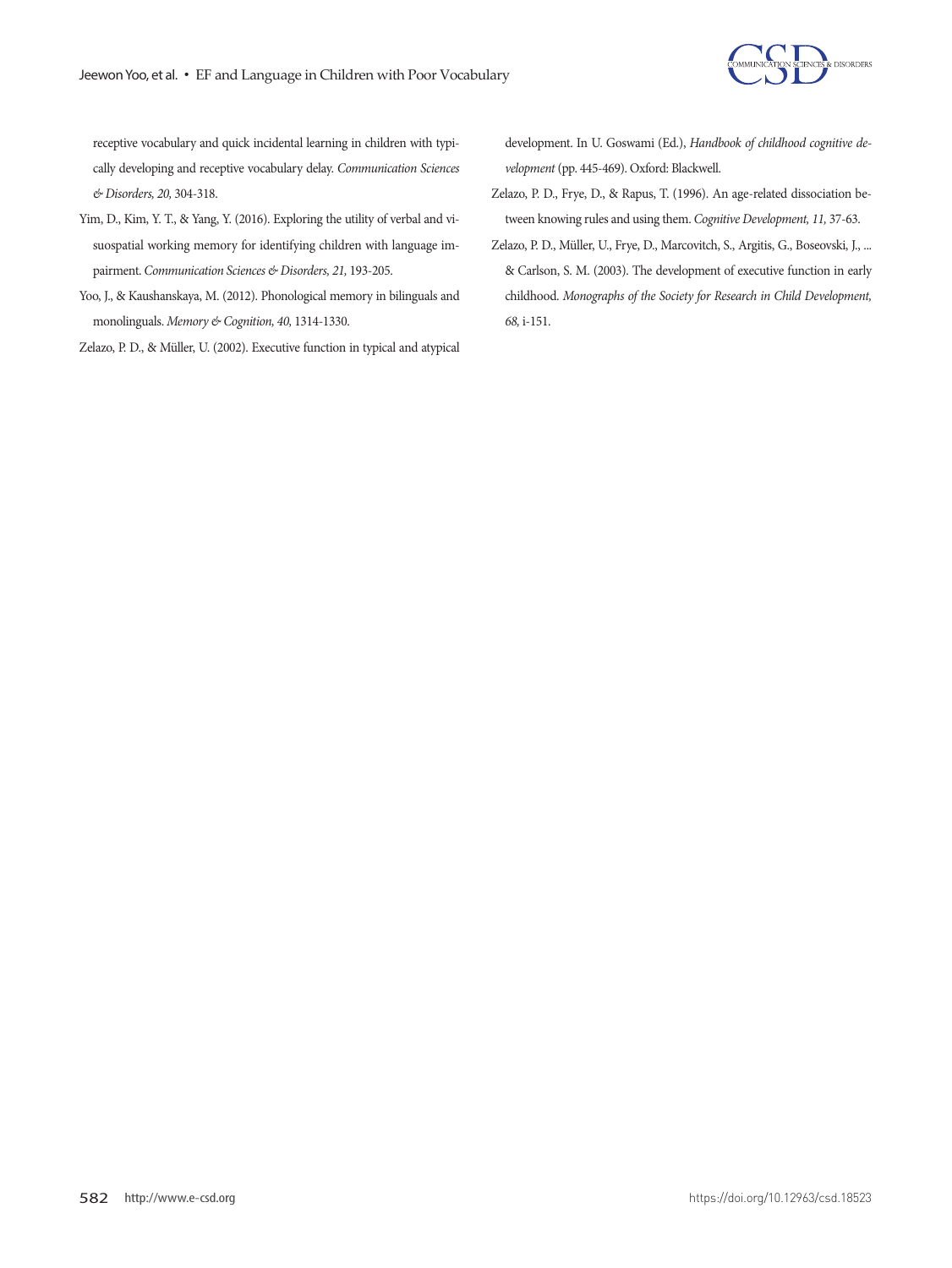receptive vocabulary and quick incidental learning in children with typically developing and receptive vocabulary delay. *Communication Sciences & Disorders, 20,* 304-318.

Yim, D., Kim, Y. T., & Yang, Y. (2016). Exploring the utility of verbal and visuospatial working memory for identifying children with language impairment. *Communication Sciences & Disorders, 21,* 193-205.

Yoo, J., & Kaushanskaya, M. (2012). Phonological memory in bilinguals and monolinguals. *Memory & Cognition, 40,* 1314-1330.

Zelazo, P. D., & Müller, U. (2002). Executive function in typical and atypical development. In U. Goswami (Ed.), *Handbook of childhood cognitive development* (pp. 445-469). Oxford: Blackwell.

Zelazo, P. D., Frye, D., & Rapus, T. (1996). An age-related dissociation between knowing rules and using them. *Cognitive Development, 11,* 37-63.

Zelazo, P. D., Müller, U., Frye, D., Marcovitch, S., Argitis, G., Boseovski, J., ... & Carlson, S. M. (2003). The development of executive function in early childhood. *Monographs of the Society for Research in Child Development, 68,* i-151.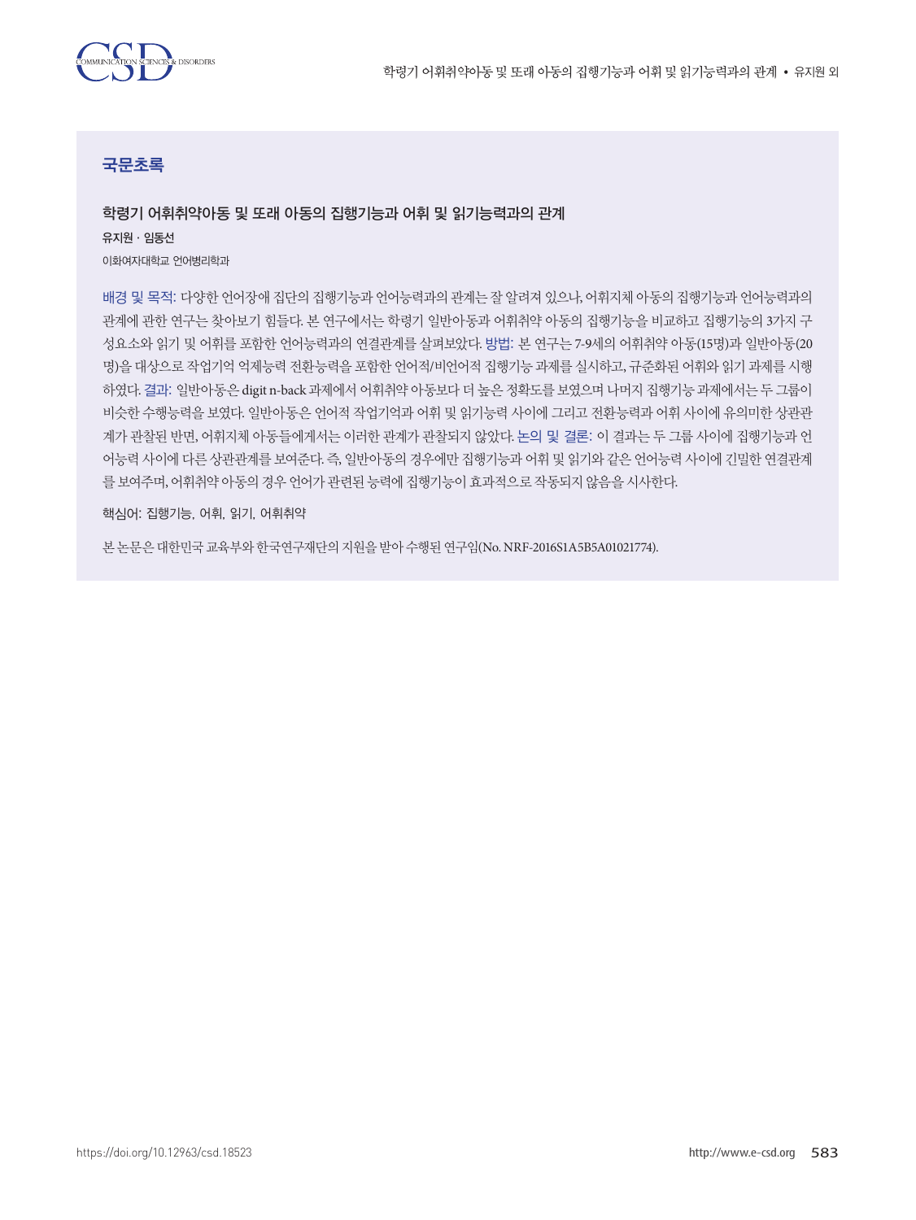## 국문초록

### 학령기 어휘취약아동 및 또래 아동의 집행기능과 어휘 및 읽기능력과의 관계

**유지원 · 임동선**

이화여자대학교 언어병리학과

**배경 및 목적:** 다양한 언어장애 집단의 집행기능과 언어능력과의 관계는 잘 알려져 있으나, 어휘지체 아동의 집행기능과 언어능력과의 관계에 관한 연구는 찾아보기 힘들다. 본 연구에서는 학령기 일반아동과 어휘취약 아동의 집행기능을 비교하고 집행기능의 3가지 구성요소와 읽기 및 어휘를 포함한 언어능력과의 연결관계를 살펴보았다. **방법:** 본 연구는 7-9세의 어휘취약 아동(15명)과 일반아동(20명)을 대상으로 작업기억 억제능력 전환능력을 포함한 언어적/비언어적 집행기능 과제를 실시하고, 규준화된 어휘와 읽기 과제를 시행하였다. **결과:** 일반아동은 digit n-back 과제에서 어휘취약 아동보다 더 높은 정확도를 보였으며 나머지 집행기능 과제에서는 두 그룹이 비슷한 수행능력을 보였다. 일반아동은 언어적 작업기억과 어휘 및 읽기능력 사이에 그리고 전환능력과 어휘 사이에 유의미한 상관관계가 관찰된 반면, 어휘지체 아동들에게서는 이러한 관계가 관찰되지 않았다. **논의 및 결론:** 이 결과는 두 그룹 사이에 집행기능과 언어능력 사이에 다른 상관관계를 보여준다. 즉, 일반아동의 경우에만 집행기능과 어휘 및 읽기와 같은 언어능력 사이에 긴밀한 연결관계를 보여주며, 어휘취약 아동의 경우 언어가 관련된 능력에 집행기능이 효과적으로 작동되지 않음을 시사한다.

핵심어: 집행기능, 어휘, 읽기, 어휘취약

본 논문은 대한민국 교육부와 한국연구재단의 지원을 받아 수행된 연구임(No. NRF-2016S1A5B5A01021774).